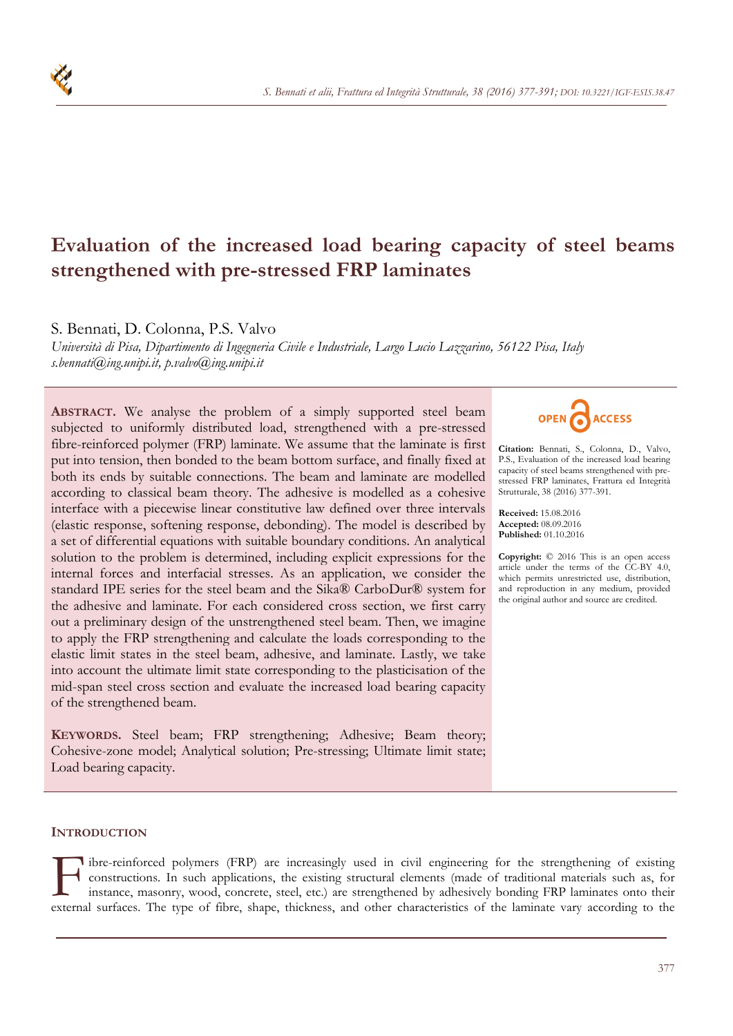# Evaluation of the increased load bearing capacity of steel beams strengthened with pre-stressed FRP laminates

S. Bennati, D. Colonna, P.S. Valvo

*Università di Pisa, Dipartimento di Ingegneria Civile e Industriale, Largo Lucio Lazzarino, 56122 Pisa, Italy*
*s.bennati@ing.unipi.it, p.valvo@ing.unipi.it*

**ABSTRACT.** We analyse the problem of a simply supported steel beam subjected to uniformly distributed load, strengthened with a pre-stressed fibre-reinforced polymer (FRP) laminate. We assume that the laminate is first put into tension, then bonded to the beam bottom surface, and finally fixed at both its ends by suitable connections. The beam and laminate are modelled according to classical beam theory. The adhesive is modelled as a cohesive interface with a piecewise linear constitutive law defined over three intervals (elastic response, softening response, debonding). The model is described by a set of differential equations with suitable boundary conditions. An analytical solution to the problem is determined, including explicit expressions for the internal forces and interfacial stresses. As an application, we consider the standard IPE series for the steel beam and the Sika® CarboDur® system for the adhesive and laminate. For each considered cross section, we first carry out a preliminary design of the unstrengthened steel beam. Then, we imagine to apply the FRP strengthening and calculate the loads corresponding to the elastic limit states in the steel beam, adhesive, and laminate. Lastly, we take into account the ultimate limit state corresponding to the plasticisation of the mid-span steel cross section and evaluate the increased load bearing capacity of the strengthened beam.

**KEYWORDS.** Steel beam; FRP strengthening; Adhesive; Beam theory; Cohesive-zone model; Analytical solution; Pre-stressing; Ultimate limit state; Load bearing capacity.

OPEN ACCESS

**Citation:** Bennati, S., Colonna, D., Valvo, P.S., Evaluation of the increased load bearing capacity of steel beams strengthened with pre-stressed FRP laminates, Frattura ed Integrità Strutturale, 38 (2016) 377-391.

**Received:** 15.08.2016
**Accepted:** 08.09.2016
**Published:** 01.10.2016

**Copyright:** © 2016 This is an open access article under the terms of the CC-BY 4.0, which permits unrestricted use, distribution, and reproduction in any medium, provided the original author and source are credited.

## INTRODUCTION

Fibre-reinforced polymers (FRP) are increasingly used in civil engineering for the strengthening of existing constructions. In such applications, the existing structural elements (made of traditional materials such as, for instance, masonry, wood, concrete, steel, etc.) are strengthened by adhesively bonding FRP laminates onto their external surfaces. The type of fibre, shape, thickness, and other characteristics of the laminate vary according to the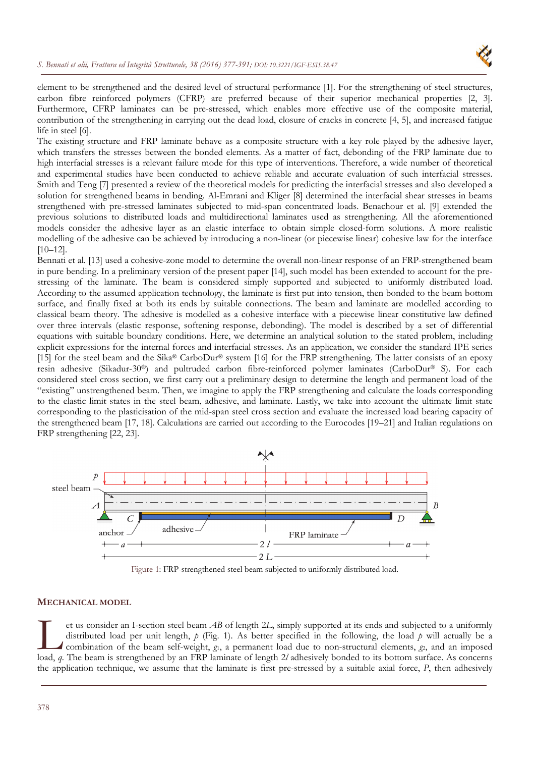element to be strengthened and the desired level of structural performance [1]. For the strengthening of steel structures, carbon fibre reinforced polymers (CFRP) are preferred because of their superior mechanical properties [2, 3]. Furthermore, CFRP laminates can be pre-stressed, which enables more effective use of the composite material, contribution of the strengthening in carrying out the dead load, closure of cracks in concrete [4, 5], and increased fatigue life in steel [6].

The existing structure and FRP laminate behave as a composite structure with a key role played by the adhesive layer, which transfers the stresses between the bonded elements. As a matter of fact, debonding of the FRP laminate due to high interfacial stresses is a relevant failure mode for this type of interventions. Therefore, a wide number of theoretical and experimental studies have been conducted to achieve reliable and accurate evaluation of such interfacial stresses. Smith and Teng [7] presented a review of the theoretical models for predicting the interfacial stresses and also developed a solution for strengthened beams in bending. Al-Emrani and Kliger [8] determined the interfacial shear stresses in beams strengthened with pre-stressed laminates subjected to mid-span concentrated loads. Benachour et al. [9] extended the previous solutions to distributed loads and multidirectional laminates used as strengthening. All the aforementioned models consider the adhesive layer as an elastic interface to obtain simple closed-form solutions. A more realistic modelling of the adhesive can be achieved by introducing a non-linear (or piecewise linear) cohesive law for the interface [10–12].

Bennati et al. [13] used a cohesive-zone model to determine the overall non-linear response of an FRP-strengthened beam in pure bending. In a preliminary version of the present paper [14], such model has been extended to account for the pre-stressing of the laminate. The beam is considered simply supported and subjected to uniformly distributed load. According to the assumed application technology, the laminate is first put into tension, then bonded to the beam bottom surface, and finally fixed at both its ends by suitable connections. The beam and laminate are modelled according to classical beam theory. The adhesive is modelled as a cohesive interface with a piecewise linear constitutive law defined over three intervals (elastic response, softening response, debonding). The model is described by a set of differential equations with suitable boundary conditions. Here, we determine an analytical solution to the stated problem, including explicit expressions for the internal forces and interfacial stresses. As an application, we consider the standard IPE series [15] for the steel beam and the Sika® CarboDur® system [16] for the FRP strengthening. The latter consists of an epoxy resin adhesive (Sikadur-30®) and pultruded carbon fibre-reinforced polymer laminates (CarboDur® S). For each considered steel cross section, we first carry out a preliminary design to determine the length and permanent load of the "existing" unstrengthened beam. Then, we imagine to apply the FRP strengthening and calculate the loads corresponding to the elastic limit states in the steel beam, adhesive, and laminate. Lastly, we take into account the ultimate limit state corresponding to the plasticisation of the mid-span steel cross section and evaluate the increased load bearing capacity of the strengthened beam [17, 18]. Calculations are carried out according to the Eurocodes [19–21] and Italian regulations on FRP strengthening [22, 23].

Figure 1: FRP-strengthened steel beam subjected to uniformly distributed load.

## MECHANICAL MODEL

Let us consider an I-section steel beam $AB$ of length $2L$, simply supported at its ends and subjected to a uniformly distributed load per unit length, $p$ (Fig. 1). As better specified in the following, the load $p$ will actually be a combination of the beam self-weight, $g_1$, a permanent load due to non-structural elements, $g_2$, and an imposed load, $q$. The beam is strengthened by an FRP laminate of length $2l$ adhesively bonded to its bottom surface. As concerns the application technique, we assume that the laminate is first pre-stressed by a suitable axial force, $P$, then adhesively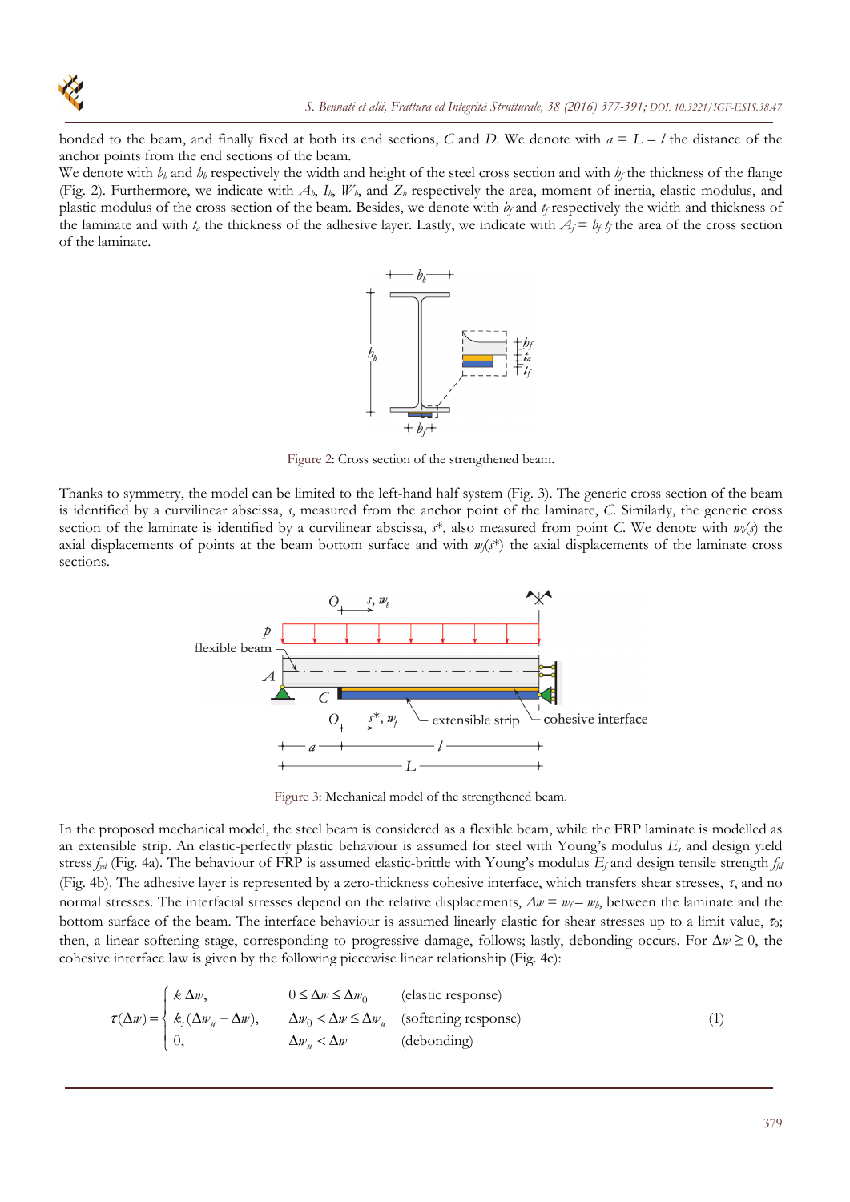bonded to the beam, and finally fixed at both its end sections, *C* and *D*. We denote with $a = L - l$ the distance of the anchor points from the end sections of the beam.

We denote with $b_b$ and $h_b$ respectively the width and height of the steel cross section and with $h_f$ the thickness of the flange (Fig. 2). Furthermore, we indicate with $A_b$, $I_b$, $W_b$, and $Z_b$ respectively the area, moment of inertia, elastic modulus, and plastic modulus of the cross section of the beam. Besides, we denote with $b_f$ and $t_f$ respectively the width and thickness of the laminate and with $t_a$ the thickness of the adhesive layer. Lastly, we indicate with $A_f = b_f\, t_f$ the area of the cross section of the laminate.

Figure 2: Cross section of the strengthened beam.

Thanks to symmetry, the model can be limited to the left-hand half system (Fig. 3). The generic cross section of the beam is identified by a curvilinear abscissa, *s*, measured from the anchor point of the laminate, *C*. Similarly, the generic cross section of the laminate is identified by a curvilinear abscissa, $s^*$, also measured from point *C*. We denote with $w_b(s)$ the axial displacements of points at the beam bottom surface and with $w_f(s^*)$ the axial displacements of the laminate cross sections.

Figure 3: Mechanical model of the strengthened beam.

In the proposed mechanical model, the steel beam is considered as a flexible beam, while the FRP laminate is modelled as an extensible strip. An elastic-perfectly plastic behaviour is assumed for steel with Young's modulus $E_s$ and design yield stress $f_{yd}$ (Fig. 4a). The behaviour of FRP is assumed elastic-brittle with Young's modulus $E_f$ and design tensile strength $f_{fd}$ (Fig. 4b). The adhesive layer is represented by a zero-thickness cohesive interface, which transfers shear stresses, $\tau$, and no normal stresses. The interfacial stresses depend on the relative displacements, $\Delta w = w_f - w_b$, between the laminate and the bottom surface of the beam. The interface behaviour is assumed linearly elastic for shear stresses up to a limit value, $\tau_0$; then, a linear softening stage, corresponding to progressive damage, follows; lastly, debonding occurs. For $\Delta w \geq 0$, the cohesive interface law is given by the following piecewise linear relationship (Fig. 4c):

$$\tau(\Delta w) = \begin{cases} k\,\Delta w, & 0 \leq \Delta w \leq \Delta w_0 \quad \text{(elastic response)} \\ k_s(\Delta w_u - \Delta w), & \Delta w_0 < \Delta w \leq \Delta w_u \quad \text{(softening response)} \\ 0, & \Delta w_u < \Delta w \quad \text{(debonding)} \end{cases} \tag{1}$$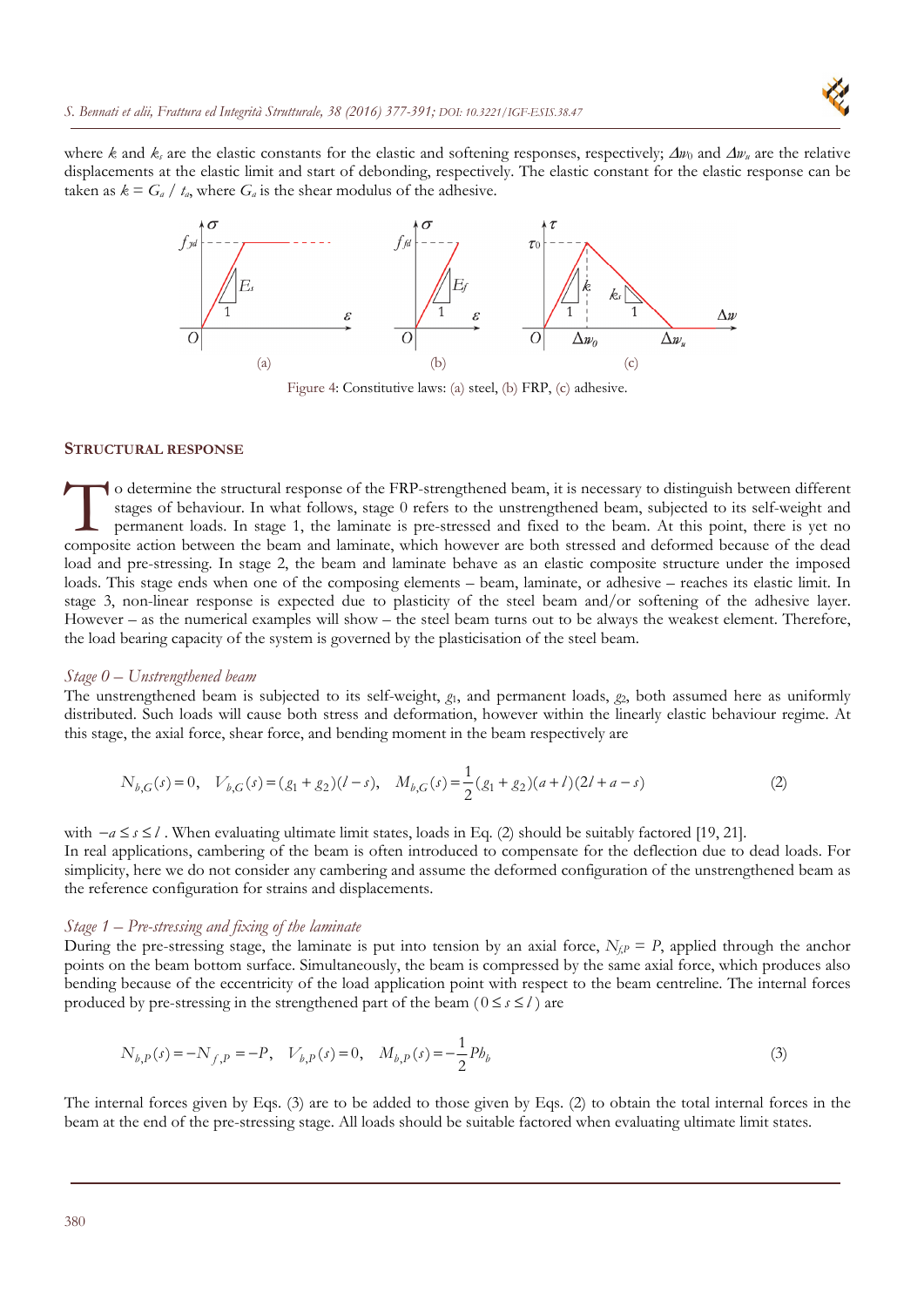where $k$ and $k_s$ are the elastic constants for the elastic and softening responses, respectively; $\Delta w_0$ and $\Delta w_u$ are the relative displacements at the elastic limit and start of debonding, respectively. The elastic constant for the elastic response can be taken as $k = G_a / t_a$, where $G_a$ is the shear modulus of the adhesive.

Figure 4: Constitutive laws: (a) steel, (b) FRP, (c) adhesive.

## STRUCTURAL RESPONSE

To determine the structural response of the FRP-strengthened beam, it is necessary to distinguish between different stages of behaviour. In what follows, stage 0 refers to the unstrengthened beam, subjected to its self-weight and permanent loads. In stage 1, the laminate is pre-stressed and fixed to the beam. At this point, there is yet no composite action between the beam and laminate, which however are both stressed and deformed because of the dead load and pre-stressing. In stage 2, the beam and laminate behave as an elastic composite structure under the imposed loads. This stage ends when one of the composing elements – beam, laminate, or adhesive – reaches its elastic limit. In stage 3, non-linear response is expected due to plasticity of the steel beam and/or softening of the adhesive layer. However – as the numerical examples will show – the steel beam turns out to be always the weakest element. Therefore, the load bearing capacity of the system is governed by the plasticisation of the steel beam.

### *Stage 0 – Unstrengthened beam*

The unstrengthened beam is subjected to its self-weight, $g_1$, and permanent loads, $g_2$, both assumed here as uniformly distributed. Such loads will cause both stress and deformation, however within the linearly elastic behaviour regime. At this stage, the axial force, shear force, and bending moment in the beam respectively are

$$N_{b,G}(s) = 0, \quad V_{b,G}(s) = (g_1 + g_2)(l - s), \quad M_{b,G}(s) = \frac{1}{2}(g_1 + g_2)(a + l)(2l + a - s) \tag{2}$$

with $-a \le s \le l$. When evaluating ultimate limit states, loads in Eq. (2) should be suitably factored [19, 21].
In real applications, cambering of the beam is often introduced to compensate for the deflection due to dead loads. For simplicity, here we do not consider any cambering and assume the deformed configuration of the unstrengthened beam as the reference configuration for strains and displacements.

### *Stage 1 – Pre-stressing and fixing of the laminate*

During the pre-stressing stage, the laminate is put into tension by an axial force, $N_{f,P} = P$, applied through the anchor points on the beam bottom surface. Simultaneously, the beam is compressed by the same axial force, which produces also bending because of the eccentricity of the load application point with respect to the beam centreline. The internal forces produced by pre-stressing in the strengthened part of the beam ($0 \le s \le l$) are

$$N_{b,P}(s) = -N_{f,P} = -P, \quad V_{b,P}(s) = 0, \quad M_{b,P}(s) = -\frac{1}{2}Ph_b \tag{3}$$

The internal forces given by Eqs. (3) are to be added to those given by Eqs. (2) to obtain the total internal forces in the beam at the end of the pre-stressing stage. All loads should be suitable factored when evaluating ultimate limit states.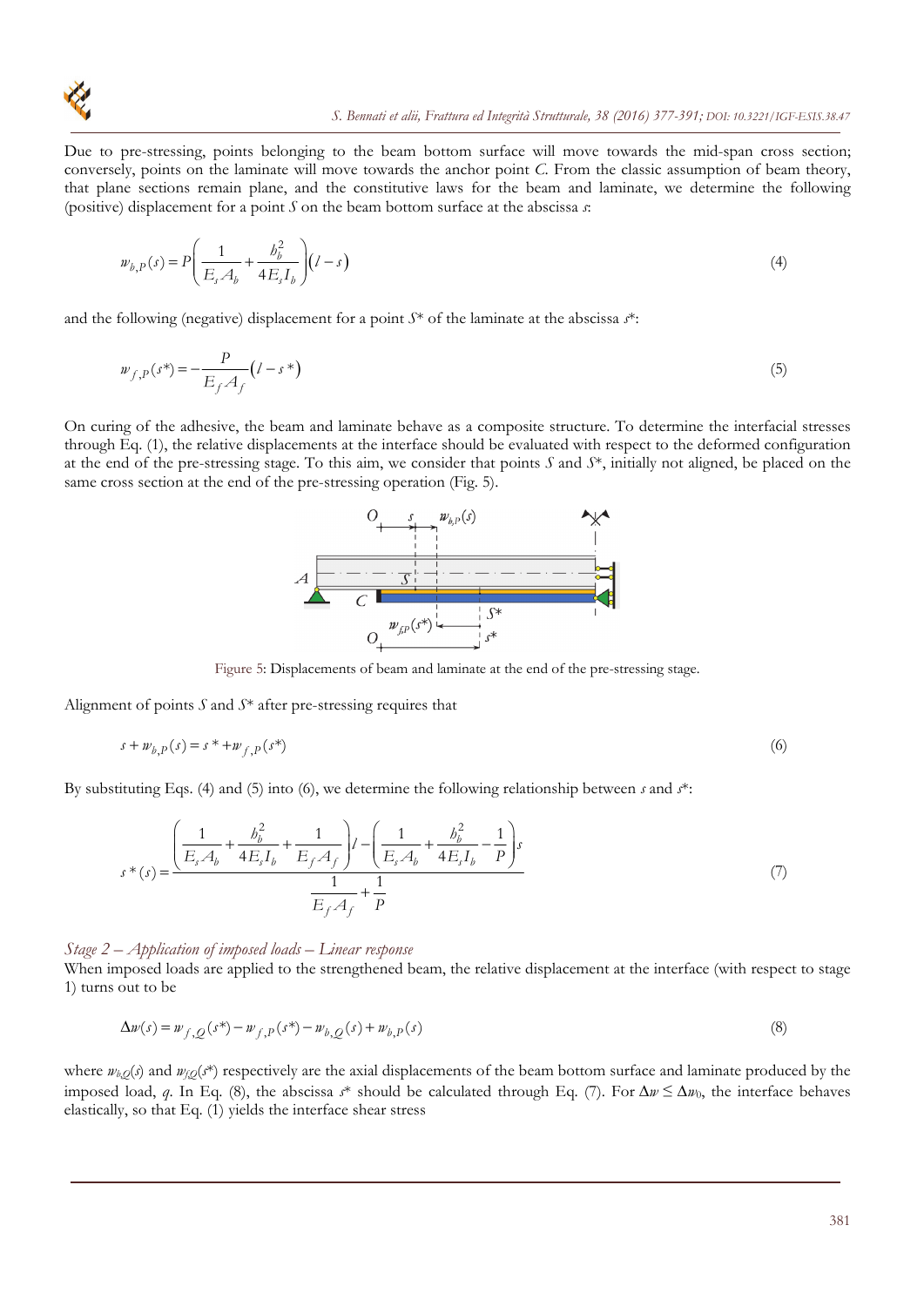Due to pre-stressing, points belonging to the beam bottom surface will move towards the mid-span cross section; conversely, points on the laminate will move towards the anchor point $C$. From the classic assumption of beam theory, that plane sections remain plane, and the constitutive laws for the beam and laminate, we determine the following (positive) displacement for a point $S$ on the beam bottom surface at the abscissa $s$:

$$w_{b,P}(s) = P\left(\frac{1}{E_s A_b} + \frac{h_b^2}{4E_s I_b}\right)(l - s) \tag{4}$$

and the following (negative) displacement for a point $S^*$ of the laminate at the abscissa $s^*$:

$$w_{f,P}(s^*) = -\frac{P}{E_f A_f}(l - s^*) \tag{5}$$

On curing of the adhesive, the beam and laminate behave as a composite structure. To determine the interfacial stresses through Eq. (1), the relative displacements at the interface should be evaluated with respect to the deformed configuration at the end of the pre-stressing stage. To this aim, we consider that points $S$ and $S^*$, initially not aligned, be placed on the same cross section at the end of the pre-stressing operation (Fig. 5).

Figure 5: Displacements of beam and laminate at the end of the pre-stressing stage.

Alignment of points $S$ and $S^*$ after pre-stressing requires that

$$s + w_{b,P}(s) = s^* + w_{f,P}(s^*) \tag{6}$$

By substituting Eqs. (4) and (5) into (6), we determine the following relationship between $s$ and $s^*$:

$$s^*(s) = \frac{\left(\dfrac{1}{E_s A_b} + \dfrac{h_b^2}{4E_s I_b} + \dfrac{1}{E_f A_f}\right)l - \left(\dfrac{1}{E_s A_b} + \dfrac{h_b^2}{4E_s I_b} - \dfrac{1}{P}\right)s}{\dfrac{1}{E_f A_f} + \dfrac{1}{P}} \tag{7}$$

*Stage 2 – Application of imposed loads – Linear response*

When imposed loads are applied to the strengthened beam, the relative displacement at the interface (with respect to stage 1) turns out to be

$$\Delta w(s) = w_{f,Q}(s^*) - w_{f,P}(s^*) - w_{b,Q}(s) + w_{b,P}(s) \tag{8}$$

where $w_{b,Q}(s)$ and $w_{f,Q}(s^*)$ respectively are the axial displacements of the beam bottom surface and laminate produced by the imposed load, $q$. In Eq. (8), the abscissa $s^*$ should be calculated through Eq. (7). For $\Delta w \leq \Delta w_0$, the interface behaves elastically, so that Eq. (1) yields the interface shear stress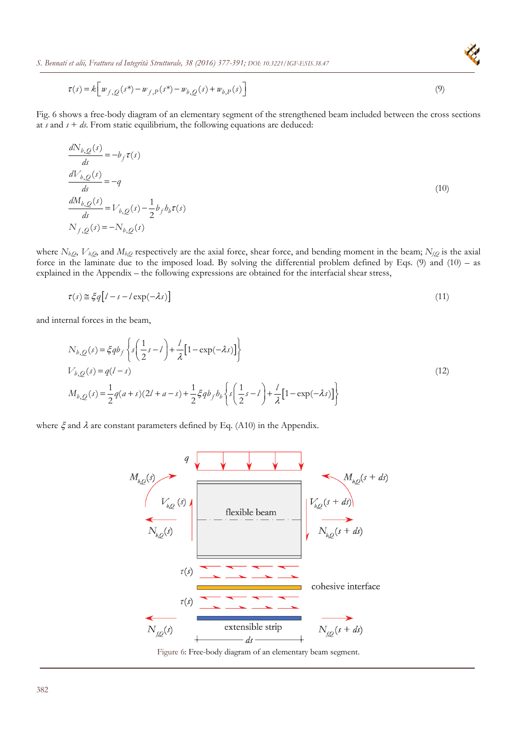$$\tau(s) = k\left[w_{f,Q}(s^*) - w_{f,P}(s^*) - w_{b,Q}(s) + w_{b,P}(s)\right] \tag{9}$$

Fig. 6 shows a free-body diagram of an elementary segment of the strengthened beam included between the cross sections at $s$ and $s + ds$. From static equilibrium, the following equations are deduced:

$$\begin{aligned}
&\frac{dN_{b,Q}(s)}{ds} = -b_f \tau(s) \\
&\frac{dV_{b,Q}(s)}{ds} = -q \\
&\frac{dM_{b,Q}(s)}{ds} = V_{b,Q}(s) - \frac{1}{2} b_f h_b \tau(s) \\
&N_{f,Q}(s) = -N_{b,Q}(s)
\end{aligned} \tag{10}$$

where $N_{bQ}$, $V_{bQ}$, and $M_{bQ}$ respectively are the axial force, shear force, and bending moment in the beam; $N_{fQ}$ is the axial force in the laminate due to the imposed load. By solving the differential problem defined by Eqs. (9) and (10) – as explained in the Appendix – the following expressions are obtained for the interfacial shear stress,

$$\tau(s) \cong \xi q\left[l - s - l\exp(-\lambda s)\right] \tag{11}$$

and internal forces in the beam,

$$\begin{aligned}
&N_{b,Q}(s) = \xi q b_f \left\{ s\left(\frac{1}{2}s - l\right) + \frac{l}{\lambda}\left[1 - \exp(-\lambda s)\right] \right\} \\
&V_{b,Q}(s) = q(l - s) \\
&M_{b,Q}(s) = \frac{1}{2} q(a + s)(2l + a - s) + \frac{1}{2}\xi q b_f h_b \left\{ s\left(\frac{1}{2}s - l\right) + \frac{l}{\lambda}\left[1 - \exp(-\lambda s)\right] \right\}
\end{aligned} \tag{12}$$

where $\xi$ and $\lambda$ are constant parameters defined by Eq. (A10) in the Appendix.

Figure 6: Free-body diagram of an elementary beam segment.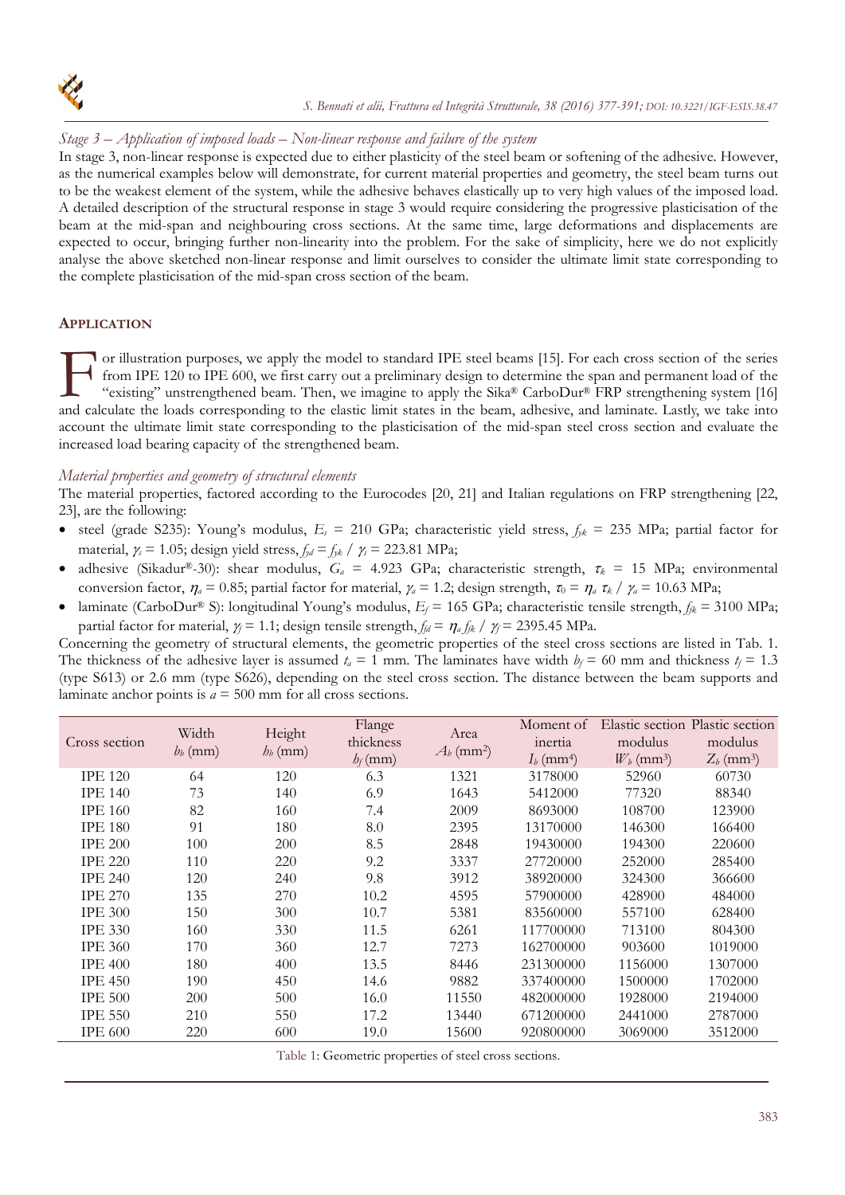*Stage 3 – Application of imposed loads – Non-linear response and failure of the system*

In stage 3, non-linear response is expected due to either plasticity of the steel beam or softening of the adhesive. However, as the numerical examples below will demonstrate, for current material properties and geometry, the steel beam turns out to be the weakest element of the system, while the adhesive behaves elastically up to very high values of the imposed load. A detailed description of the structural response in stage 3 would require considering the progressive plasticisation of the beam at the mid-span and neighbouring cross sections. At the same time, large deformations and displacements are expected to occur, bringing further non-linearity into the problem. For the sake of simplicity, here we do not explicitly analyse the above sketched non-linear response and limit ourselves to consider the ultimate limit state corresponding to the complete plasticisation of the mid-span cross section of the beam.

## APPLICATION

For illustration purposes, we apply the model to standard IPE steel beams [15]. For each cross section of the series from IPE 120 to IPE 600, we first carry out a preliminary design to determine the span and permanent load of the "existing" unstrengthened beam. Then, we imagine to apply the Sika® CarboDur® FRP strengthening system [16] and calculate the loads corresponding to the elastic limit states in the beam, adhesive, and laminate. Lastly, we take into account the ultimate limit state corresponding to the plasticisation of the mid-span steel cross section and evaluate the increased load bearing capacity of the strengthened beam.

### *Material properties and geometry of structural elements*

The material properties, factored according to the Eurocodes [20, 21] and Italian regulations on FRP strengthening [22, 23], are the following:

- steel (grade S235): Young's modulus, $E_s$ = 210 GPa; characteristic yield stress, $f_{yk}$ = 235 MPa; partial factor for material, $\gamma_s$ = 1.05; design yield stress, $f_{yd} = f_{yk} / \gamma_s$ = 223.81 MPa;
- adhesive (Sikadur®-30): shear modulus, $G_a$ = 4.923 GPa; characteristic strength, $\tau_k$ = 15 MPa; environmental conversion factor, $\eta_a$ = 0.85; partial factor for material, $\gamma_a$ = 1.2; design strength, $\tau_0 = \eta_a \tau_k / \gamma_a$ = 10.63 MPa;
- laminate (CarboDur® S): longitudinal Young's modulus, $E_f$ = 165 GPa; characteristic tensile strength, $f_{fk}$ = 3100 MPa; partial factor for material, $\gamma_f$ = 1.1; design tensile strength, $f_{fd} = \eta_a f_{fk} / \gamma_f$ = 2395.45 MPa.

Concerning the geometry of structural elements, the geometric properties of the steel cross sections are listed in Tab. 1. The thickness of the adhesive layer is assumed $t_a$ = 1 mm. The laminates have width $b_f$ = 60 mm and thickness $t_f$ = 1.3 (type S613) or 2.6 mm (type S626), depending on the steel cross section. The distance between the beam supports and laminate anchor points is $a$ = 500 mm for all cross sections.

| Cross section | Width $b_b$ (mm) | Height $h_b$ (mm) | Flange thickness $h_f$ (mm) | Area $A_b$ (mm$^2$) | Moment of inertia $I_b$ (mm$^4$) | Elastic section modulus $W_b$ (mm$^3$) | Plastic section modulus $Z_b$ (mm$^3$) |
|---|---|---|---|---|---|---|---|
| IPE 120 | 64 | 120 | 6.3 | 1321 | 3178000 | 52960 | 60730 |
| IPE 140 | 73 | 140 | 6.9 | 1643 | 5412000 | 77320 | 88340 |
| IPE 160 | 82 | 160 | 7.4 | 2009 | 8693000 | 108700 | 123900 |
| IPE 180 | 91 | 180 | 8.0 | 2395 | 13170000 | 146300 | 166400 |
| IPE 200 | 100 | 200 | 8.5 | 2848 | 19430000 | 194300 | 220600 |
| IPE 220 | 110 | 220 | 9.2 | 3337 | 27720000 | 252000 | 285400 |
| IPE 240 | 120 | 240 | 9.8 | 3912 | 38920000 | 324300 | 366600 |
| IPE 270 | 135 | 270 | 10.2 | 4595 | 57900000 | 428900 | 484000 |
| IPE 300 | 150 | 300 | 10.7 | 5381 | 83560000 | 557100 | 628400 |
| IPE 330 | 160 | 330 | 11.5 | 6261 | 117700000 | 713100 | 804300 |
| IPE 360 | 170 | 360 | 12.7 | 7273 | 162700000 | 903600 | 1019000 |
| IPE 400 | 180 | 400 | 13.5 | 8446 | 231300000 | 1156000 | 1307000 |
| IPE 450 | 190 | 450 | 14.6 | 9882 | 337400000 | 1500000 | 1702000 |
| IPE 500 | 200 | 500 | 16.0 | 11550 | 482000000 | 1928000 | 2194000 |
| IPE 550 | 210 | 550 | 17.2 | 13440 | 671200000 | 2441000 | 2787000 |
| IPE 600 | 220 | 600 | 19.0 | 15600 | 920800000 | 3069000 | 3512000 |

Table 1: Geometric properties of steel cross sections.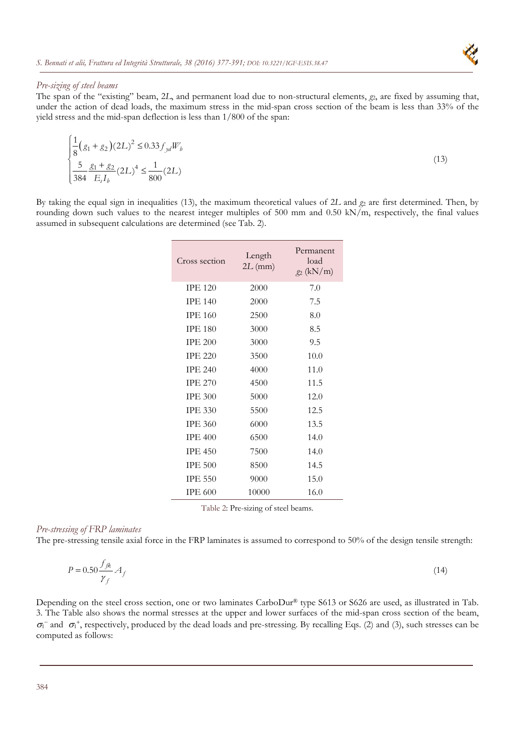*Pre-sizing of steel beams*

The span of the "existing" beam, $2L$, and permanent load due to non-structural elements, $g_2$, are fixed by assuming that, under the action of dead loads, the maximum stress in the mid-span cross section of the beam is less than 33% of the yield stress and the mid-span deflection is less than 1/800 of the span:

$$\begin{cases} \dfrac{1}{8}\left(g_1 + g_2\right)(2L)^2 \leq 0.33 f_{yd} W_b \\ \dfrac{5}{384}\dfrac{g_1 + g_2}{E_s I_b}(2L)^4 \leq \dfrac{1}{800}(2L) \end{cases} \tag{13}$$

By taking the equal sign in inequalities (13), the maximum theoretical values of $2L$ and $g_2$ are first determined. Then, by rounding down such values to the nearest integer multiples of 500 mm and 0.50 kN/m, respectively, the final values assumed in subsequent calculations are determined (see Tab. 2).

| Cross section | Length $2L$ (mm) | Permanent load $g_2$ (kN/m) |
|---|---|---|
| IPE 120 | 2000 | 7.0 |
| IPE 140 | 2000 | 7.5 |
| IPE 160 | 2500 | 8.0 |
| IPE 180 | 3000 | 8.5 |
| IPE 200 | 3000 | 9.5 |
| IPE 220 | 3500 | 10.0 |
| IPE 240 | 4000 | 11.0 |
| IPE 270 | 4500 | 11.5 |
| IPE 300 | 5000 | 12.0 |
| IPE 330 | 5500 | 12.5 |
| IPE 360 | 6000 | 13.5 |
| IPE 400 | 6500 | 14.0 |
| IPE 450 | 7500 | 14.0 |
| IPE 500 | 8500 | 14.5 |
| IPE 550 | 9000 | 15.0 |
| IPE 600 | 10000 | 16.0 |

Table 2: Pre-sizing of steel beams.

*Pre-stressing of FRP laminates*

The pre-stressing tensile axial force in the FRP laminates is assumed to correspond to 50% of the design tensile strength:

$$P = 0.50 \frac{f_{fk}}{\gamma_f} A_f \tag{14}$$

Depending on the steel cross section, one or two laminates CarboDur® type S613 or S626 are used, as illustrated in Tab. 3. The Table also shows the normal stresses at the upper and lower surfaces of the mid-span cross section of the beam, $\sigma_1^-$ and $\sigma_1^+$, respectively, produced by the dead loads and pre-stressing. By recalling Eqs. (2) and (3), such stresses can be computed as follows: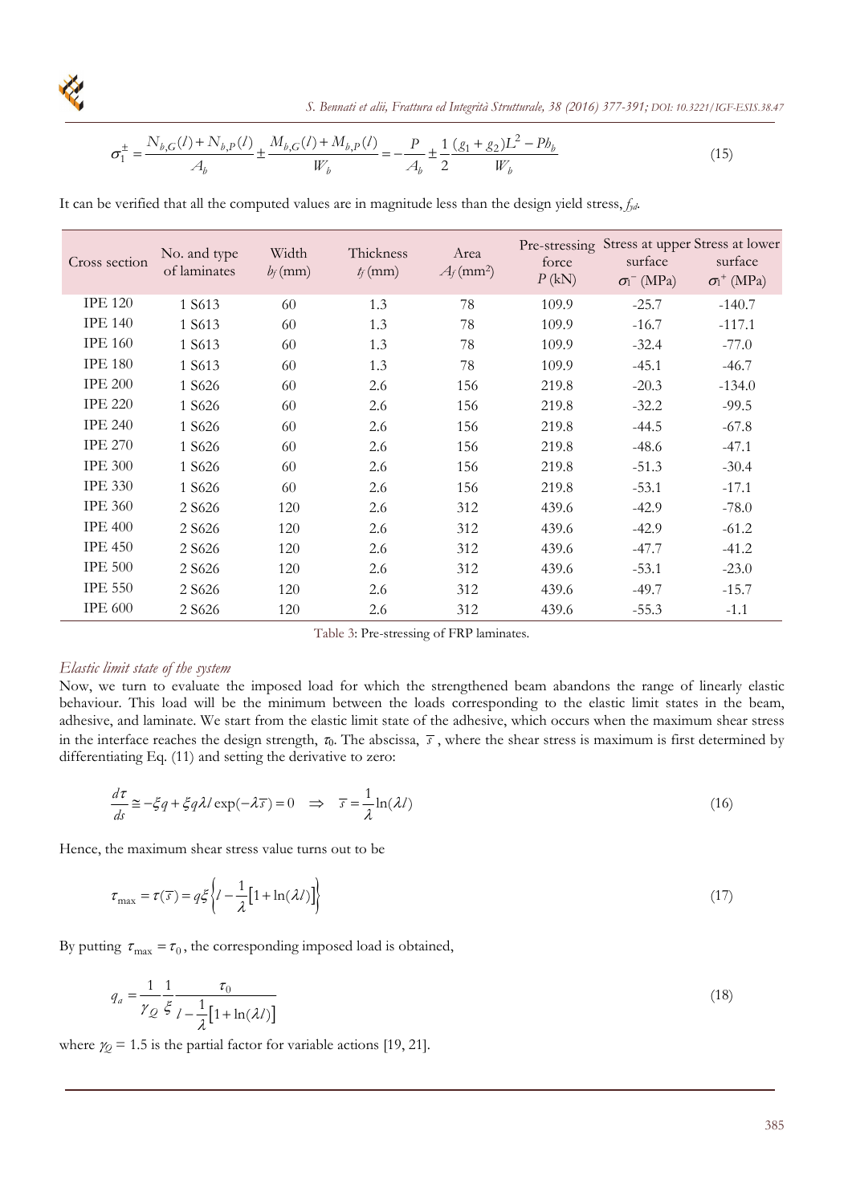$$\sigma_1^{\pm} = \frac{N_{b,G}(l) + N_{b,P}(l)}{A_b} \pm \frac{M_{b,G}(l) + M_{b,P}(l)}{W_b} = -\frac{P}{A_b} \pm \frac{1}{2}\frac{(g_1 + g_2)L^2 - Pb_b}{W_b} \tag{15}$$

It can be verified that all the computed values are in magnitude less than the design yield stress, $f_{yd}$.

| Cross section | No. and type of laminates | Width $b_f$ (mm) | Thickness $t_f$ (mm) | Area $A_f$ (mm²) | Pre-stressing force $P$ (kN) | Stress at upper surface $\sigma_1^-$ (MPa) | Stress at lower surface $\sigma_1^+$ (MPa) |
|---|---|---|---|---|---|---|---|
| IPE 120 | 1 S613 | 60 | 1.3 | 78 | 109.9 | -25.7 | -140.7 |
| IPE 140 | 1 S613 | 60 | 1.3 | 78 | 109.9 | -16.7 | -117.1 |
| IPE 160 | 1 S613 | 60 | 1.3 | 78 | 109.9 | -32.4 | -77.0 |
| IPE 180 | 1 S613 | 60 | 1.3 | 78 | 109.9 | -45.1 | -46.7 |
| IPE 200 | 1 S626 | 60 | 2.6 | 156 | 219.8 | -20.3 | -134.0 |
| IPE 220 | 1 S626 | 60 | 2.6 | 156 | 219.8 | -32.2 | -99.5 |
| IPE 240 | 1 S626 | 60 | 2.6 | 156 | 219.8 | -44.5 | -67.8 |
| IPE 270 | 1 S626 | 60 | 2.6 | 156 | 219.8 | -48.6 | -47.1 |
| IPE 300 | 1 S626 | 60 | 2.6 | 156 | 219.8 | -51.3 | -30.4 |
| IPE 330 | 1 S626 | 60 | 2.6 | 156 | 219.8 | -53.1 | -17.1 |
| IPE 360 | 2 S626 | 120 | 2.6 | 312 | 439.6 | -42.9 | -78.0 |
| IPE 400 | 2 S626 | 120 | 2.6 | 312 | 439.6 | -42.9 | -61.2 |
| IPE 450 | 2 S626 | 120 | 2.6 | 312 | 439.6 | -47.7 | -41.2 |
| IPE 500 | 2 S626 | 120 | 2.6 | 312 | 439.6 | -53.1 | -23.0 |
| IPE 550 | 2 S626 | 120 | 2.6 | 312 | 439.6 | -49.7 | -15.7 |
| IPE 600 | 2 S626 | 120 | 2.6 | 312 | 439.6 | -55.3 | -1.1 |

Table 3: Pre-stressing of FRP laminates.

### *Elastic limit state of the system*

Now, we turn to evaluate the imposed load for which the strengthened beam abandons the range of linearly elastic behaviour. This load will be the minimum between the loads corresponding to the elastic limit states in the beam, adhesive, and laminate. We start from the elastic limit state of the adhesive, which occurs when the maximum shear stress in the interface reaches the design strength, $\tau_0$. The abscissa, $\bar{s}$, where the shear stress is maximum is first determined by differentiating Eq. (11) and setting the derivative to zero:

$$\frac{d\tau}{ds} \cong -\xi q + \xi q \lambda l \exp(-\lambda \bar{s}) = 0 \quad \Rightarrow \quad \bar{s} = \frac{1}{\lambda}\ln(\lambda l) \tag{16}$$

Hence, the maximum shear stress value turns out to be

$$\tau_{\max} = \tau(\bar{s}) = q\xi\left\{l - \frac{1}{\lambda}\left[1 + \ln(\lambda l)\right]\right\} \tag{17}$$

By putting $\tau_{\max} = \tau_0$, the corresponding imposed load is obtained,

$$q_a = \frac{1}{\gamma_Q}\frac{1}{\xi}\frac{\tau_0}{l - \frac{1}{\lambda}\left[1 + \ln(\lambda l)\right]} \tag{18}$$

where $\gamma_Q = 1.5$ is the partial factor for variable actions [19, 21].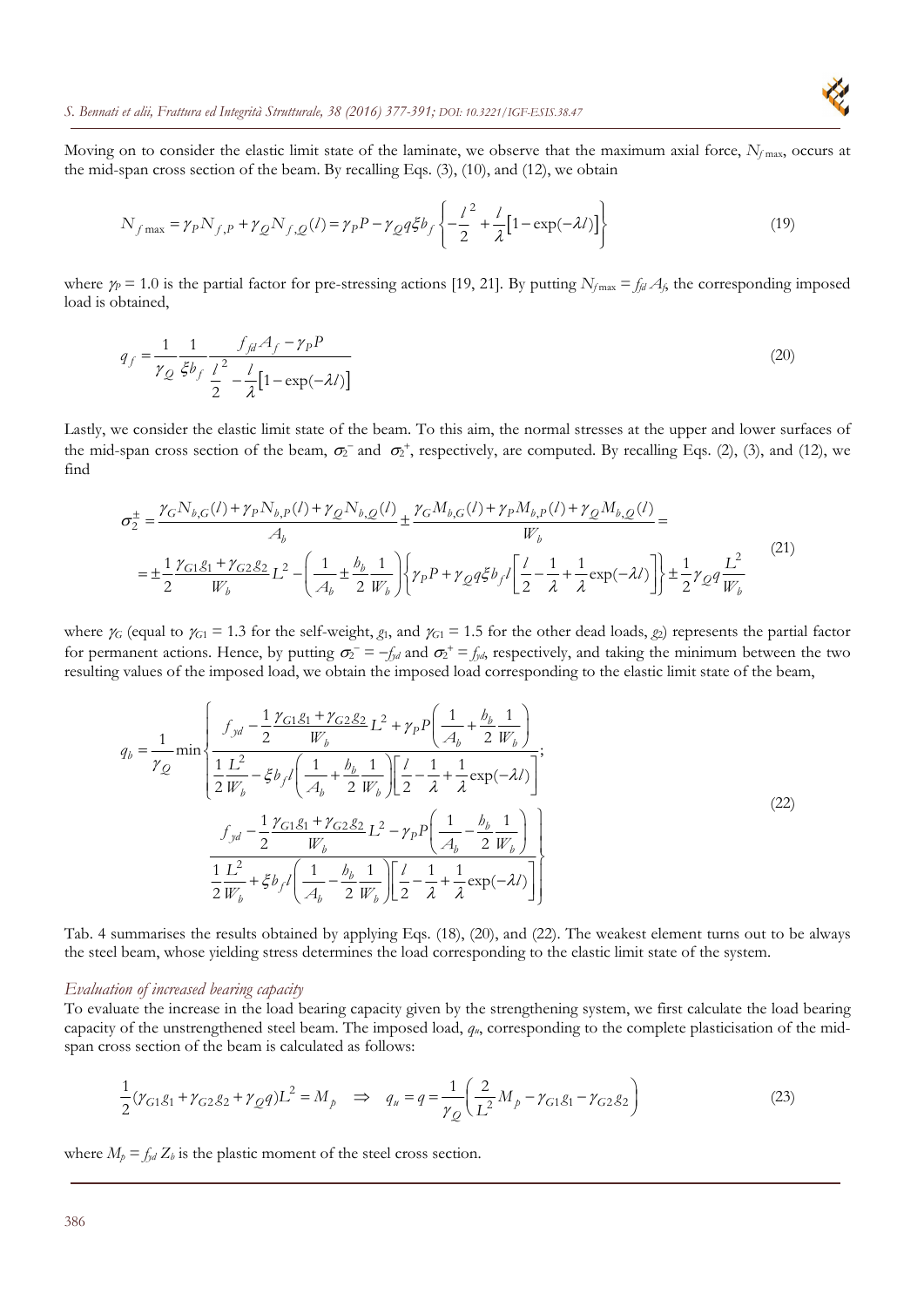Moving on to consider the elastic limit state of the laminate, we observe that the maximum axial force, $N_{f\max}$, occurs at the mid-span cross section of the beam. By recalling Eqs. (3), (10), and (12), we obtain

$$N_{f\max} = \gamma_P N_{f,P} + \gamma_Q N_{f,Q}(l) = \gamma_P P - \gamma_Q q \xi b_f \left\{ -\frac{l^2}{2} + \frac{l}{\lambda}\left[1 - \exp(-\lambda l)\right] \right\} \tag{19}$$

where $\gamma_P = 1.0$ is the partial factor for pre-stressing actions [19, 21]. By putting $N_{f\max} = f_{fd} A_f$, the corresponding imposed load is obtained,

$$q_f = \frac{1}{\gamma_Q} \frac{1}{\xi b_f} \frac{f_{fd} A_f - \gamma_P P}{\dfrac{l^2}{2} - \dfrac{l}{\lambda}\left[1 - \exp(-\lambda l)\right]} \tag{20}$$

Lastly, we consider the elastic limit state of the beam. To this aim, the normal stresses at the upper and lower surfaces of the mid-span cross section of the beam, $\sigma_2^-$ and $\sigma_2^+$, respectively, are computed. By recalling Eqs. (2), (3), and (12), we find

$$\begin{aligned}
\sigma_2^{\pm} &= \frac{\gamma_G N_{b,G}(l) + \gamma_P N_{b,P}(l) + \gamma_Q N_{b,Q}(l)}{A_b} \pm \frac{\gamma_G M_{b,G}(l) + \gamma_P M_{b,P}(l) + \gamma_Q M_{b,Q}(l)}{W_b} = \\
&= \pm \frac{1}{2} \frac{\gamma_{G1} g_1 + \gamma_{G2} g_2}{W_b} L^2 - \left( \frac{1}{A_b} \pm \frac{h_b}{2} \frac{1}{W_b} \right) \left\{ \gamma_P P + \gamma_Q q \xi b_f l \left[ \frac{l}{2} - \frac{1}{\lambda} + \frac{1}{\lambda} \exp(-\lambda l) \right] \right\} \pm \frac{1}{2} \gamma_Q q \frac{L^2}{W_b}
\end{aligned} \tag{21}$$

where $\gamma_G$ (equal to $\gamma_{G1} = 1.3$ for the self-weight, $g_1$, and $\gamma_{G1} = 1.5$ for the other dead loads, $g_2$) represents the partial factor for permanent actions. Hence, by putting $\sigma_2^- = -f_{yd}$ and $\sigma_2^+ = f_{yd}$, respectively, and taking the minimum between the two resulting values of the imposed load, we obtain the imposed load corresponding to the elastic limit state of the beam,

$$q_b = \frac{1}{\gamma_Q} \min \left\{ \frac{f_{yd} - \dfrac{1}{2} \dfrac{\gamma_{G1} g_1 + \gamma_{G2} g_2}{W_b} L^2 + \gamma_P P \left( \dfrac{1}{A_b} + \dfrac{h_b}{2} \dfrac{1}{W_b} \right)}{\dfrac{1}{2} \dfrac{L^2}{W_b} - \xi b_f l \left( \dfrac{1}{A_b} + \dfrac{h_b}{2} \dfrac{1}{W_b} \right) \left[ \dfrac{l}{2} - \dfrac{1}{\lambda} + \dfrac{1}{\lambda} \exp(-\lambda l) \right]} ; \; \frac{f_{yd} - \dfrac{1}{2} \dfrac{\gamma_{G1} g_1 + \gamma_{G2} g_2}{W_b} L^2 - \gamma_P P \left( \dfrac{1}{A_b} - \dfrac{h_b}{2} \dfrac{1}{W_b} \right)}{\dfrac{1}{2} \dfrac{L^2}{W_b} + \xi b_f l \left( \dfrac{1}{A_b} - \dfrac{h_b}{2} \dfrac{1}{W_b} \right) \left[ \dfrac{l}{2} - \dfrac{1}{\lambda} + \dfrac{1}{\lambda} \exp(-\lambda l) \right]} \right\} \tag{22}$$

Tab. 4 summarises the results obtained by applying Eqs. (18), (20), and (22). The weakest element turns out to be always the steel beam, whose yielding stress determines the load corresponding to the elastic limit state of the system.

### *Evaluation of increased bearing capacity*

To evaluate the increase in the load bearing capacity given by the strengthening system, we first calculate the load bearing capacity of the unstrengthened steel beam. The imposed load, $q_u$, corresponding to the complete plasticisation of the mid-span cross section of the beam is calculated as follows:

$$\frac{1}{2}(\gamma_{G1} g_1 + \gamma_{G2} g_2 + \gamma_Q q) L^2 = M_p \quad \Rightarrow \quad q_u = q = \frac{1}{\gamma_Q} \left( \frac{2}{L^2} M_p - \gamma_{G1} g_1 - \gamma_{G2} g_2 \right) \tag{23}$$

where $M_p = f_{yd} Z_b$ is the plastic moment of the steel cross section.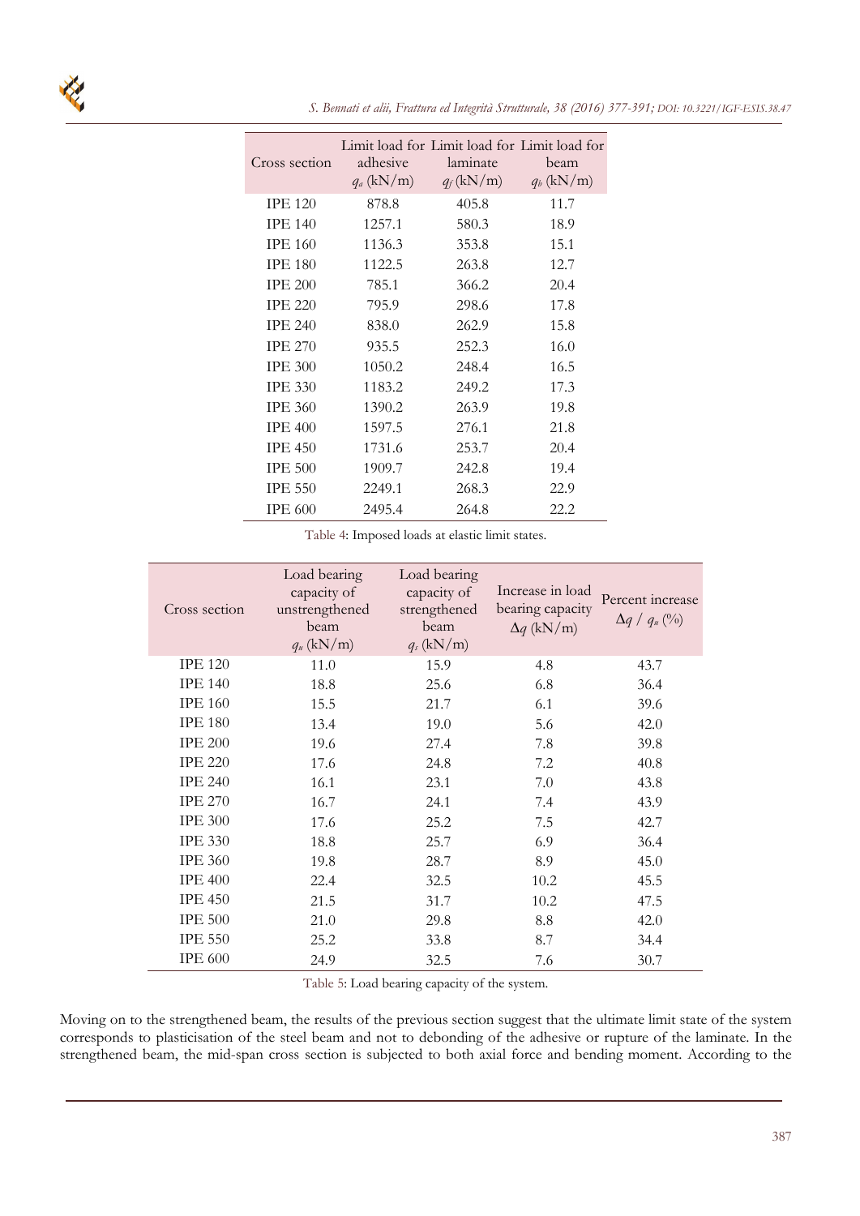| Cross section | Limit load for adhesive $q_a$ (kN/m) | Limit load for laminate $q_f$ (kN/m) | Limit load for beam $q_b$ (kN/m) |
|---|---|---|---|
| IPE 120 | 878.8 | 405.8 | 11.7 |
| IPE 140 | 1257.1 | 580.3 | 18.9 |
| IPE 160 | 1136.3 | 353.8 | 15.1 |
| IPE 180 | 1122.5 | 263.8 | 12.7 |
| IPE 200 | 785.1 | 366.2 | 20.4 |
| IPE 220 | 795.9 | 298.6 | 17.8 |
| IPE 240 | 838.0 | 262.9 | 15.8 |
| IPE 270 | 935.5 | 252.3 | 16.0 |
| IPE 300 | 1050.2 | 248.4 | 16.5 |
| IPE 330 | 1183.2 | 249.2 | 17.3 |
| IPE 360 | 1390.2 | 263.9 | 19.8 |
| IPE 400 | 1597.5 | 276.1 | 21.8 |
| IPE 450 | 1731.6 | 253.7 | 20.4 |
| IPE 500 | 1909.7 | 242.8 | 19.4 |
| IPE 550 | 2249.1 | 268.3 | 22.9 |
| IPE 600 | 2495.4 | 264.8 | 22.2 |

Table 4: Imposed loads at elastic limit states.

| Cross section | Load bearing capacity of unstrengthened beam $q_u$ (kN/m) | Load bearing capacity of strengthened beam $q_s$ (kN/m) | Increase in load bearing capacity $\Delta q$ (kN/m) | Percent increase $\Delta q$ / $q_u$ (%) |
|---|---|---|---|---|
| IPE 120 | 11.0 | 15.9 | 4.8 | 43.7 |
| IPE 140 | 18.8 | 25.6 | 6.8 | 36.4 |
| IPE 160 | 15.5 | 21.7 | 6.1 | 39.6 |
| IPE 180 | 13.4 | 19.0 | 5.6 | 42.0 |
| IPE 200 | 19.6 | 27.4 | 7.8 | 39.8 |
| IPE 220 | 17.6 | 24.8 | 7.2 | 40.8 |
| IPE 240 | 16.1 | 23.1 | 7.0 | 43.8 |
| IPE 270 | 16.7 | 24.1 | 7.4 | 43.9 |
| IPE 300 | 17.6 | 25.2 | 7.5 | 42.7 |
| IPE 330 | 18.8 | 25.7 | 6.9 | 36.4 |
| IPE 360 | 19.8 | 28.7 | 8.9 | 45.0 |
| IPE 400 | 22.4 | 32.5 | 10.2 | 45.5 |
| IPE 450 | 21.5 | 31.7 | 10.2 | 47.5 |
| IPE 500 | 21.0 | 29.8 | 8.8 | 42.0 |
| IPE 550 | 25.2 | 33.8 | 8.7 | 34.4 |
| IPE 600 | 24.9 | 32.5 | 7.6 | 30.7 |

Table 5: Load bearing capacity of the system.

Moving on to the strengthened beam, the results of the previous section suggest that the ultimate limit state of the system corresponds to plasticisation of the steel beam and not to debonding of the adhesive or rupture of the laminate. In the strengthened beam, the mid-span cross section is subjected to both axial force and bending moment. According to the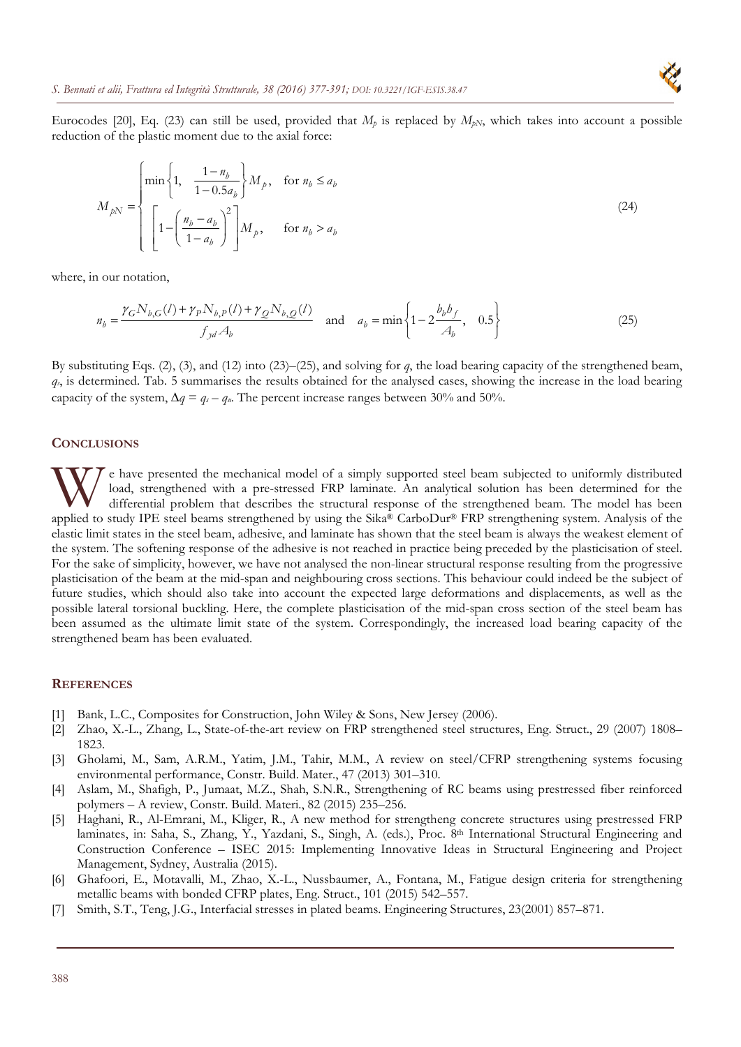Eurocodes [20], Eq. (23) can still be used, provided that $M_p$ is replaced by $M_{pN}$, which takes into account a possible reduction of the plastic moment due to the axial force:

$$
M_{pN} = \begin{cases} \min\left\{1, \quad \dfrac{1-n_b}{1-0.5a_b}\right\} M_p, & \text{for } n_b \leq a_b \\ \left[1 - \left(\dfrac{n_b - a_b}{1-a_b}\right)^2\right] M_p, & \text{for } n_b > a_b \end{cases} \tag{24}
$$

where, in our notation,

$$
n_b = \frac{\gamma_G N_{b,G}(l) + \gamma_P N_{b,P}(l) + \gamma_Q N_{b,Q}(l)}{f_{yd} A_b} \quad \text{and} \quad a_b = \min\left\{1 - 2\frac{b_b b_f}{A_b}, \quad 0.5\right\} \tag{25}
$$

By substituting Eqs. (2), (3), and (12) into (23)–(25), and solving for $q$, the load bearing capacity of the strengthened beam, $q_s$, is determined. Tab. 5 summarises the results obtained for the analysed cases, showing the increase in the load bearing capacity of the system, $\Delta q = q_s - q_u$. The percent increase ranges between 30% and 50%.

## CONCLUSIONS

We have presented the mechanical model of a simply supported steel beam subjected to uniformly distributed load, strengthened with a pre-stressed FRP laminate. An analytical solution has been determined for the differential problem that describes the structural response of the strengthened beam. The model has been applied to study IPE steel beams strengthened by using the Sika® CarboDur® FRP strengthening system. Analysis of the elastic limit states in the steel beam, adhesive, and laminate has shown that the steel beam is always the weakest element of the system. The softening response of the adhesive is not reached in practice being preceded by the plasticisation of steel. For the sake of simplicity, however, we have not analysed the non-linear structural response resulting from the progressive plasticisation of the beam at the mid-span and neighbouring cross sections. This behaviour could indeed be the subject of future studies, which should also take into account the expected large deformations and displacements, as well as the possible lateral torsional buckling. Here, the complete plasticisation of the mid-span cross section of the steel beam has been assumed as the ultimate limit state of the system. Correspondingly, the increased load bearing capacity of the strengthened beam has been evaluated.

## REFERENCES

[1] Bank, L.C., Composites for Construction, John Wiley & Sons, New Jersey (2006).

[2] Zhao, X.-L., Zhang, L., State-of-the-art review on FRP strengthened steel structures, Eng. Struct., 29 (2007) 1808–1823.

[3] Gholami, M., Sam, A.R.M., Yatim, J.M., Tahir, M.M., A review on steel/CFRP strengthening systems focusing environmental performance, Constr. Build. Mater., 47 (2013) 301–310.

[4] Aslam, M., Shafigh, P., Jumaat, M.Z., Shah, S.N.R., Strengthening of RC beams using prestressed fiber reinforced polymers – A review, Constr. Build. Materi., 82 (2015) 235–256.

[5] Haghani, R., Al-Emrani, M., Kliger, R., A new method for strengtheng concrete structures using prestressed FRP laminates, in: Saha, S., Zhang, Y., Yazdani, S., Singh, A. (eds.), Proc. 8th International Structural Engineering and Construction Conference – ISEC 2015: Implementing Innovative Ideas in Structural Engineering and Project Management, Sydney, Australia (2015).

[6] Ghafoori, E., Motavalli, M., Zhao, X.-L., Nussbaumer, A., Fontana, M., Fatigue design criteria for strengthening metallic beams with bonded CFRP plates, Eng. Struct., 101 (2015) 542–557.

[7] Smith, S.T., Teng, J.G., Interfacial stresses in plated beams. Engineering Structures, 23(2001) 857–871.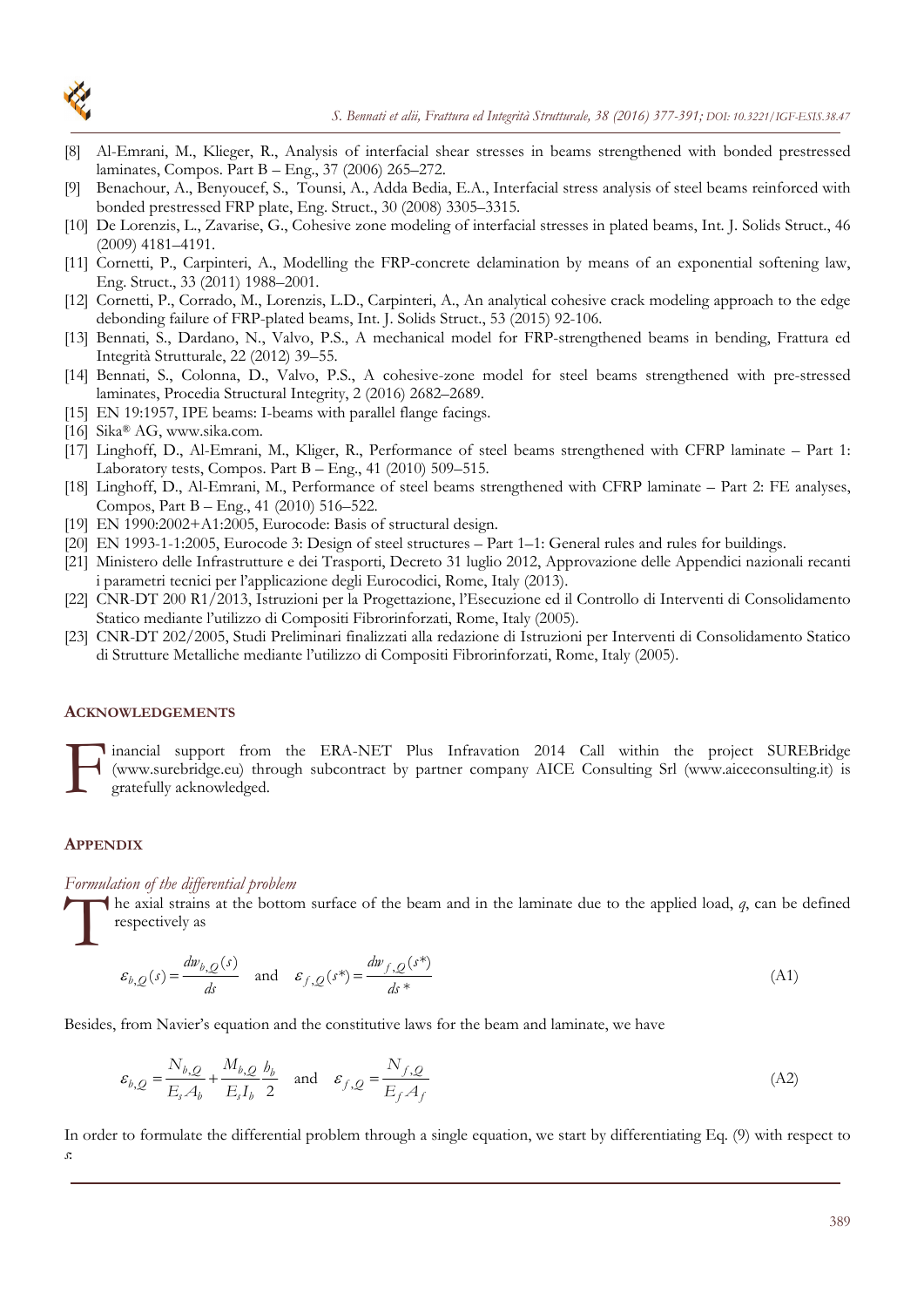[8] Al-Emrani, M., Klieger, R., Analysis of interfacial shear stresses in beams strengthened with bonded prestressed laminates, Compos. Part B – Eng., 37 (2006) 265–272.

[9] Benachour, A., Benyoucef, S., Tounsi, A., Adda Bedia, E.A., Interfacial stress analysis of steel beams reinforced with bonded prestressed FRP plate, Eng. Struct., 30 (2008) 3305–3315.

[10] De Lorenzis, L., Zavarise, G., Cohesive zone modeling of interfacial stresses in plated beams, Int. J. Solids Struct., 46 (2009) 4181–4191.

[11] Cornetti, P., Carpinteri, A., Modelling the FRP-concrete delamination by means of an exponential softening law, Eng. Struct., 33 (2011) 1988–2001.

[12] Cornetti, P., Corrado, M., Lorenzis, L.D., Carpinteri, A., An analytical cohesive crack modeling approach to the edge debonding failure of FRP-plated beams, Int. J. Solids Struct., 53 (2015) 92-106.

[13] Bennati, S., Dardano, N., Valvo, P.S., A mechanical model for FRP-strengthened beams in bending, Frattura ed Integrità Strutturale, 22 (2012) 39–55.

[14] Bennati, S., Colonna, D., Valvo, P.S., A cohesive-zone model for steel beams strengthened with pre-stressed laminates, Procedia Structural Integrity, 2 (2016) 2682–2689.

[15] EN 19:1957, IPE beams: I-beams with parallel flange facings.

[16] Sika® AG, www.sika.com.

[17] Linghoff, D., Al-Emrani, M., Kliger, R., Performance of steel beams strengthened with CFRP laminate – Part 1: Laboratory tests, Compos. Part B – Eng., 41 (2010) 509–515.

[18] Linghoff, D., Al-Emrani, M., Performance of steel beams strengthened with CFRP laminate – Part 2: FE analyses, Compos, Part B – Eng., 41 (2010) 516–522.

[19] EN 1990:2002+A1:2005, Eurocode: Basis of structural design.

[20] EN 1993-1-1:2005, Eurocode 3: Design of steel structures – Part 1–1: General rules and rules for buildings.

[21] Ministero delle Infrastrutture e dei Trasporti, Decreto 31 luglio 2012, Approvazione delle Appendici nazionali recanti i parametri tecnici per l'applicazione degli Eurocodici, Rome, Italy (2013).

[22] CNR-DT 200 R1/2013, Istruzioni per la Progettazione, l'Esecuzione ed il Controllo di Interventi di Consolidamento Statico mediante l'utilizzo di Compositi Fibrorinforzati, Rome, Italy (2005).

[23] CNR-DT 202/2005, Studi Preliminari finalizzati alla redazione di Istruzioni per Interventi di Consolidamento Statico di Strutture Metalliche mediante l'utilizzo di Compositi Fibrorinforzati, Rome, Italy (2005).

## ACKNOWLEDGEMENTS

Financial support from the ERA-NET Plus Infravation 2014 Call within the project SUREBridge (www.surebridge.eu) through subcontract by partner company AICE Consulting Srl (www.aiceconsulting.it) is gratefully acknowledged.

## APPENDIX

### *Formulation of the differential problem*

The axial strains at the bottom surface of the beam and in the laminate due to the applied load, $q$, can be defined respectively as

$$\varepsilon_{b,Q}(s) = \frac{dw_{b,Q}(s)}{ds} \quad \text{and} \quad \varepsilon_{f,Q}(s^*) = \frac{dw_{f,Q}(s^*)}{ds^*} \tag{A1}$$

Besides, from Navier's equation and the constitutive laws for the beam and laminate, we have

$$\varepsilon_{b,Q} = \frac{N_{b,Q}}{E_s A_b} + \frac{M_{b,Q}}{E_s I_b}\frac{h_b}{2} \quad \text{and} \quad \varepsilon_{f,Q} = \frac{N_{f,Q}}{E_f A_f} \tag{A2}$$

In order to formulate the differential problem through a single equation, we start by differentiating Eq. (9) with respect to $s$: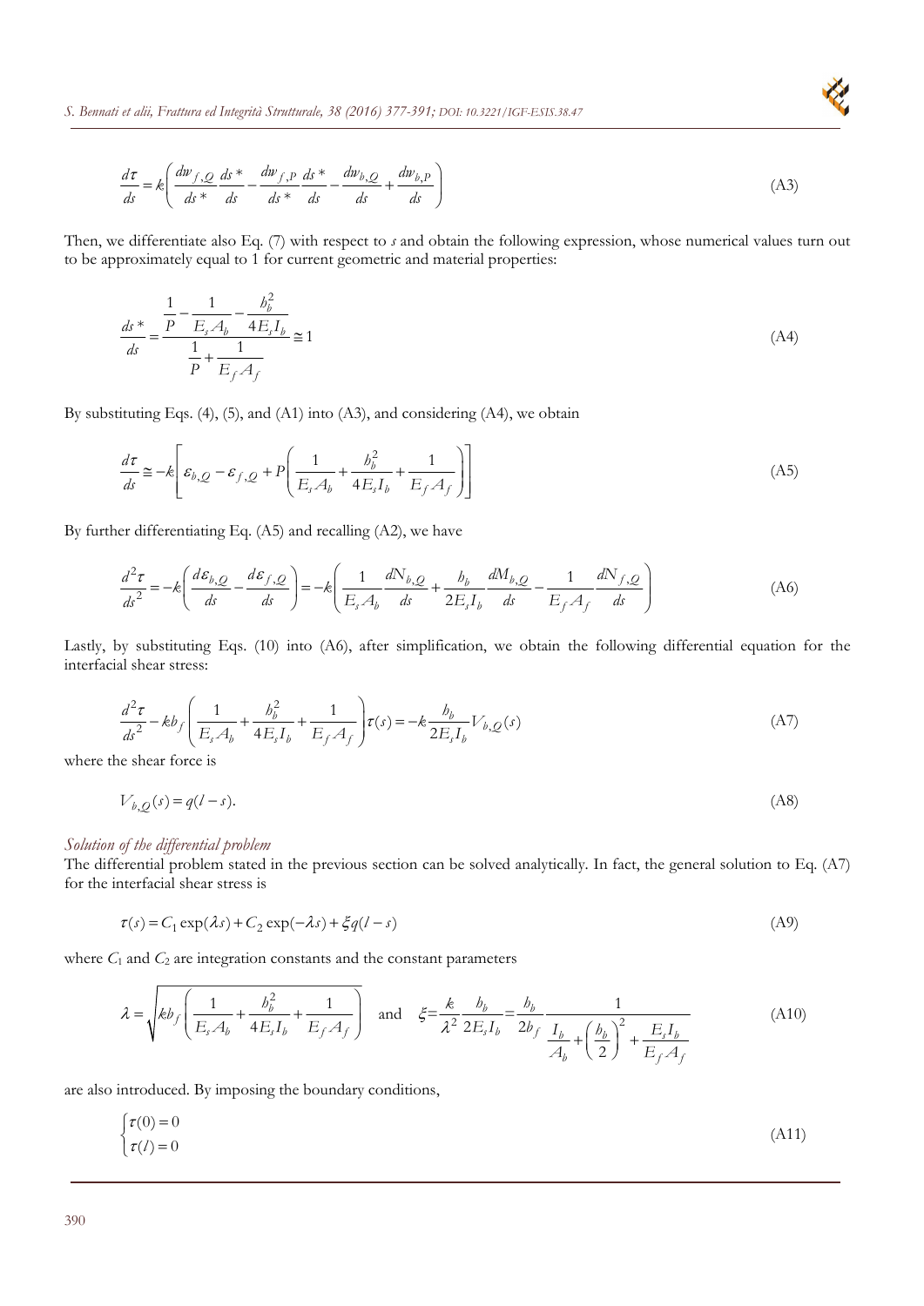$$\frac{d\tau}{ds} = k\left(\frac{dw_{f,Q}}{ds^*}\frac{ds^*}{ds} - \frac{dw_{f,P}}{ds^*}\frac{ds^*}{ds} - \frac{dw_{b,Q}}{ds} + \frac{dw_{b,P}}{ds}\right) \tag{A3}$$

Then, we differentiate also Eq. (7) with respect to *s* and obtain the following expression, whose numerical values turn out to be approximately equal to 1 for current geometric and material properties:

$$\frac{ds^*}{ds} = \frac{\dfrac{1}{P} - \dfrac{1}{E_s A_b} - \dfrac{h_b^2}{4E_s I_b}}{\dfrac{1}{P} + \dfrac{1}{E_f A_f}} \cong 1 \tag{A4}$$

By substituting Eqs. (4), (5), and (A1) into (A3), and considering (A4), we obtain

$$\frac{d\tau}{ds} \cong -k\left[\varepsilon_{b,Q} - \varepsilon_{f,Q} + P\left(\frac{1}{E_s A_b} + \frac{h_b^2}{4E_s I_b} + \frac{1}{E_f A_f}\right)\right] \tag{A5}$$

By further differentiating Eq. (A5) and recalling (A2), we have

$$\frac{d^2\tau}{ds^2} = -k\left(\frac{d\varepsilon_{b,Q}}{ds} - \frac{d\varepsilon_{f,Q}}{ds}\right) = -k\left(\frac{1}{E_s A_b}\frac{dN_{b,Q}}{ds} + \frac{h_b}{2E_s I_b}\frac{dM_{b,Q}}{ds} - \frac{1}{E_f A_f}\frac{dN_{f,Q}}{ds}\right) \tag{A6}$$

Lastly, by substituting Eqs. (10) into (A6), after simplification, we obtain the following differential equation for the interfacial shear stress:

$$\frac{d^2\tau}{ds^2} - kb_f\left(\frac{1}{E_s A_b} + \frac{h_b^2}{4E_s I_b} + \frac{1}{E_f A_f}\right)\tau(s) = -k\frac{h_b}{2E_s I_b}V_{b,Q}(s) \tag{A7}$$

where the shear force is

$$V_{b,Q}(s) = q(l - s). \tag{A8}$$

*Solution of the differential problem*

The differential problem stated in the previous section can be solved analytically. In fact, the general solution to Eq. (A7) for the interfacial shear stress is

$$\tau(s) = C_1\exp(\lambda s) + C_2\exp(-\lambda s) + \xi q(l - s) \tag{A9}$$

where $C_1$ and $C_2$ are integration constants and the constant parameters

$$\lambda = \sqrt{kb_f\left(\frac{1}{E_s A_b} + \frac{h_b^2}{4E_s I_b} + \frac{1}{E_f A_f}\right)} \quad \text{and} \quad \xi = \frac{k}{\lambda^2}\frac{h_b}{2E_s I_b} = \frac{h_b}{2b_f}\frac{1}{\dfrac{I_b}{A_b} + \left(\dfrac{h_b}{2}\right)^2 + \dfrac{E_s I_b}{E_f A_f}} \tag{A10}$$

are also introduced. By imposing the boundary conditions,

$$\begin{cases} \tau(0) = 0 \\ \tau(l) = 0 \end{cases} \tag{A11}$$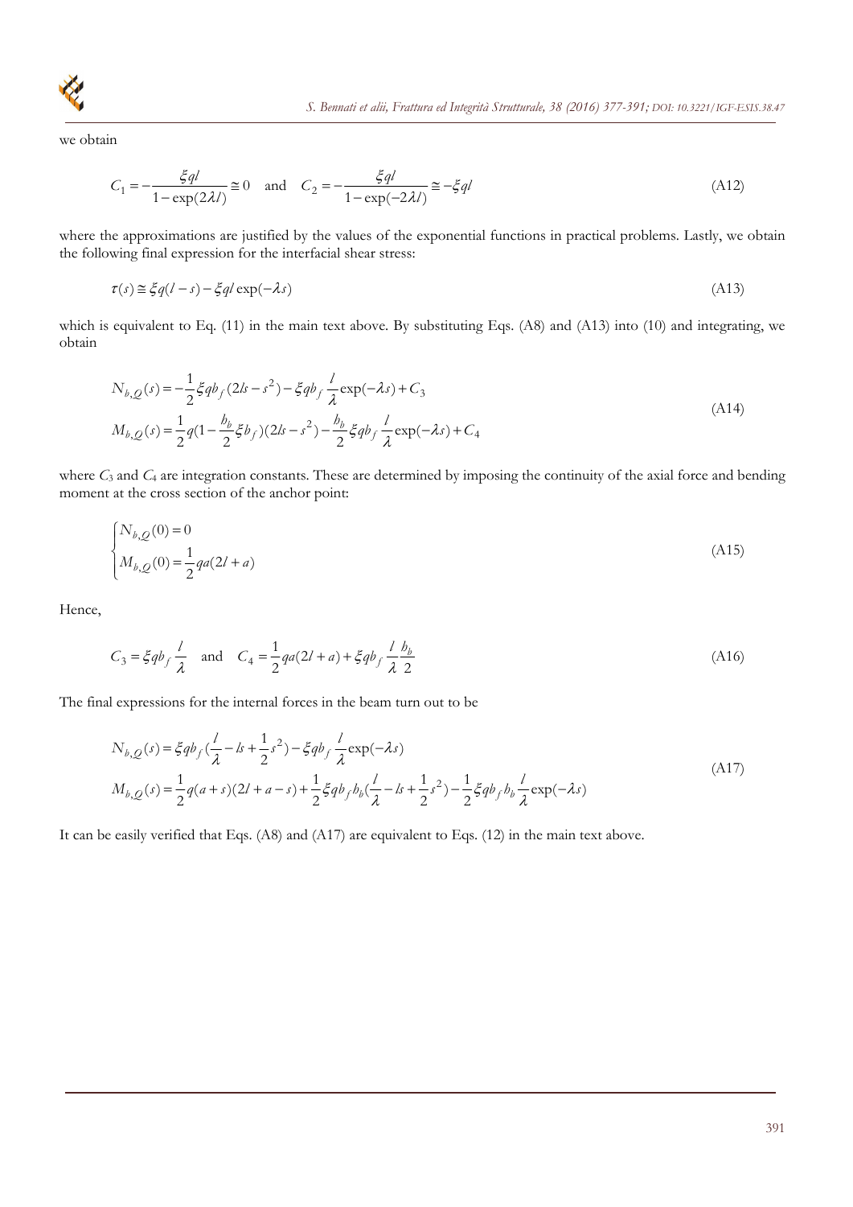we obtain

$$C_1 = -\frac{\xi q l}{1-\exp(2\lambda l)} \cong 0 \quad \text{and} \quad C_2 = -\frac{\xi q l}{1-\exp(-2\lambda l)} \cong -\xi q l \tag{A12}$$

where the approximations are justified by the values of the exponential functions in practical problems. Lastly, we obtain the following final expression for the interfacial shear stress:

$$\tau(s) \cong \xi q(l-s) - \xi q l \exp(-\lambda s) \tag{A13}$$

which is equivalent to Eq. (11) in the main text above. By substituting Eqs. (A8) and (A13) into (10) and integrating, we obtain

$$\begin{aligned} N_{b,Q}(s) &= -\frac{1}{2}\xi q b_f (2ls - s^2) - \xi q b_f \frac{l}{\lambda}\exp(-\lambda s) + C_3 \\ M_{b,Q}(s) &= \frac{1}{2}q\left(1 - \frac{h_b}{2}\xi b_f\right)(2ls - s^2) - \frac{h_b}{2}\xi q b_f \frac{l}{\lambda}\exp(-\lambda s) + C_4 \end{aligned} \tag{A14}$$

where $C_3$ and $C_4$ are integration constants. These are determined by imposing the continuity of the axial force and bending moment at the cross section of the anchor point:

$$\begin{cases} N_{b,Q}(0) = 0 \\ M_{b,Q}(0) = \dfrac{1}{2}qa(2l+a) \end{cases} \tag{A15}$$

Hence,

$$C_3 = \xi q b_f \frac{l}{\lambda} \quad \text{and} \quad C_4 = \frac{1}{2}qa(2l+a) + \xi q b_f \frac{l}{\lambda}\frac{h_b}{2} \tag{A16}$$

The final expressions for the internal forces in the beam turn out to be

$$\begin{aligned} N_{b,Q}(s) &= \xi q b_f \left(\frac{l}{\lambda} - ls + \frac{1}{2}s^2\right) - \xi q b_f \frac{l}{\lambda}\exp(-\lambda s) \\ M_{b,Q}(s) &= \frac{1}{2}q(a+s)(2l+a-s) + \frac{1}{2}\xi q b_f h_b \left(\frac{l}{\lambda} - ls + \frac{1}{2}s^2\right) - \frac{1}{2}\xi q b_f h_b \frac{l}{\lambda}\exp(-\lambda s) \end{aligned} \tag{A17}$$

It can be easily verified that Eqs. (A8) and (A17) are equivalent to Eqs. (12) in the main text above.